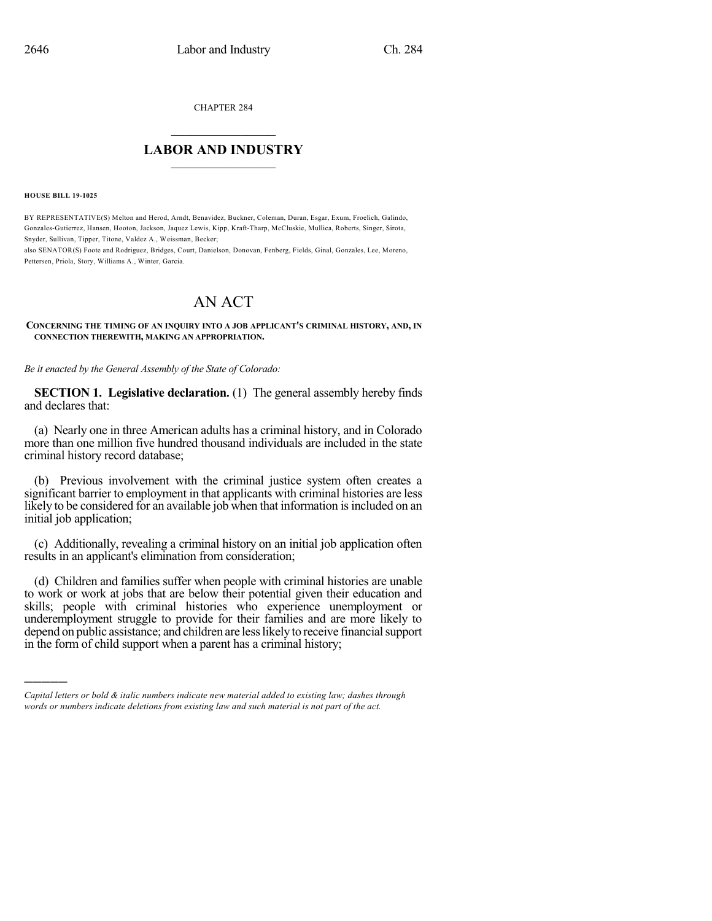CHAPTER 284

## LABOR AND INDUSTRY

**HOUSE BILL 19-1025**

BY REPRESENTATIVE(S) Melton and Herod, Arndt, Benavidez, Buckner, Coleman, Duran, Esgar, Exum, Froelich, Galindo, Gonzales-Gutierrez, Hansen, Hooton, Jackson, Jaquez Lewis, Kipp, Kraft-Tharp, McCluskie, Mullica, Roberts, Singer, Sirota, Snyder, Sullivan, Tipper, Titone, Valdez A., Weissman, Becker;
also SENATOR(S) Foote and Rodriguez, Bridges, Court, Danielson, Donovan, Fenberg, Fields, Ginal, Gonzales, Lee, Moreno, Pettersen, Priola, Story, Williams A., Winter, Garcia.

# AN ACT

**CONCERNING THE TIMING OF AN INQUIRY INTO A JOB APPLICANT'S CRIMINAL HISTORY, AND, IN CONNECTION THEREWITH, MAKING AN APPROPRIATION.**

*Be it enacted by the General Assembly of the State of Colorado:*

**SECTION 1. Legislative declaration.** (1) The general assembly hereby finds and declares that:

(a) Nearly one in three American adults has a criminal history, and in Colorado more than one million five hundred thousand individuals are included in the state criminal history record database;

(b) Previous involvement with the criminal justice system often creates a significant barrier to employment in that applicants with criminal histories are less likely to be considered for an available job when that information is included on an initial job application;

(c) Additionally, revealing a criminal history on an initial job application often results in an applicant's elimination from consideration;

(d) Children and families suffer when people with criminal histories are unable to work or work at jobs that are below their potential given their education and skills; people with criminal histories who experience unemployment or underemployment struggle to provide for their families and are more likely to depend on public assistance; and children are less likely to receive financial support in the form of child support when a parent has a criminal history;

*Capital letters or bold & italic numbers indicate new material added to existing law; dashes through words or numbers indicate deletions from existing law and such material is not part of the act.*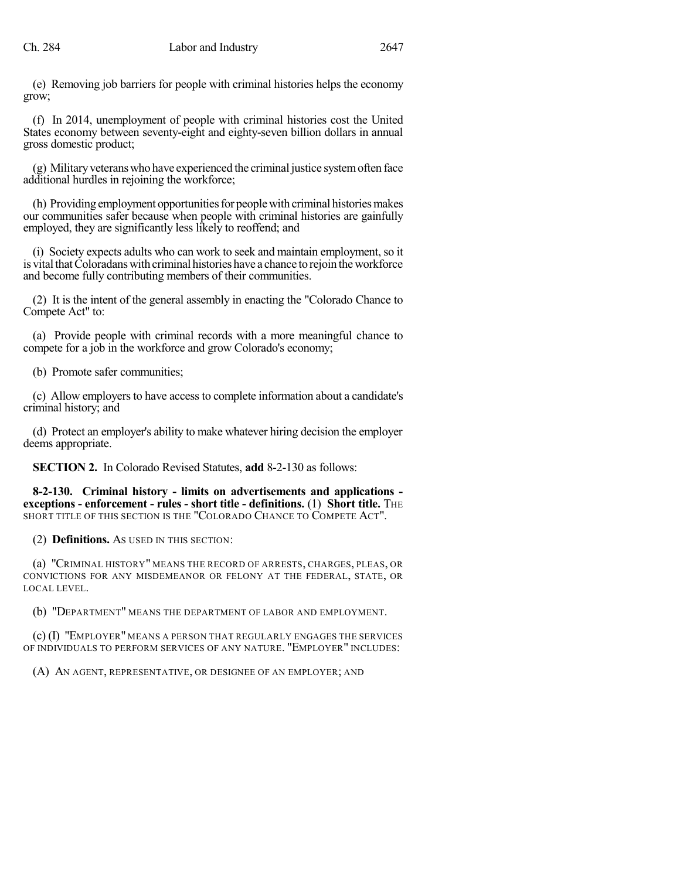(e) Removing job barriers for people with criminal histories helps the economy grow;

(f) In 2014, unemployment of people with criminal histories cost the United States economy between seventy-eight and eighty-seven billion dollars in annual gross domestic product;

(g) Military veterans who have experienced the criminal justice system often face additional hurdles in rejoining the workforce;

(h) Providing employment opportunities for people with criminal histories makes our communities safer because when people with criminal histories are gainfully employed, they are significantly less likely to reoffend; and

(i) Society expects adults who can work to seek and maintain employment, so it is vital that Coloradans with criminal histories have a chance to rejoin the workforce and become fully contributing members of their communities.

(2) It is the intent of the general assembly in enacting the "Colorado Chance to Compete Act" to:

(a) Provide people with criminal records with a more meaningful chance to compete for a job in the workforce and grow Colorado's economy;

(b) Promote safer communities;

(c) Allow employers to have access to complete information about a candidate's criminal history; and

(d) Protect an employer's ability to make whatever hiring decision the employer deems appropriate.

**SECTION 2.** In Colorado Revised Statutes, **add** 8-2-130 as follows:

**8-2-130. Criminal history - limits on advertisements and applications - exceptions - enforcement - rules - short title - definitions.** (1) **Short title.** THE SHORT TITLE OF THIS SECTION IS THE "COLORADO CHANCE TO COMPETE ACT".

(2) **Definitions.** AS USED IN THIS SECTION:

(a) "CRIMINAL HISTORY" MEANS THE RECORD OF ARRESTS, CHARGES, PLEAS, OR CONVICTIONS FOR ANY MISDEMEANOR OR FELONY AT THE FEDERAL, STATE, OR LOCAL LEVEL.

(b) "DEPARTMENT" MEANS THE DEPARTMENT OF LABOR AND EMPLOYMENT.

(c) (I) "EMPLOYER" MEANS A PERSON THAT REGULARLY ENGAGES THE SERVICES OF INDIVIDUALS TO PERFORM SERVICES OF ANY NATURE. "EMPLOYER" INCLUDES:

(A) AN AGENT, REPRESENTATIVE, OR DESIGNEE OF AN EMPLOYER; AND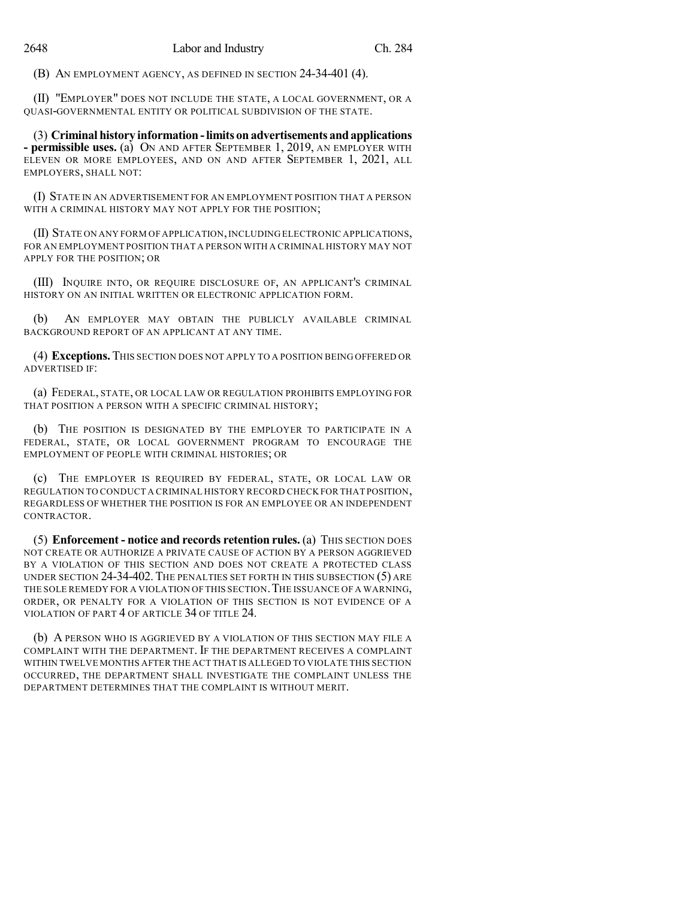(B) AN EMPLOYMENT AGENCY, AS DEFINED IN SECTION 24-34-401 (4).

(II) "EMPLOYER" DOES NOT INCLUDE THE STATE, A LOCAL GOVERNMENT, OR A QUASI-GOVERNMENTAL ENTITY OR POLITICAL SUBDIVISION OF THE STATE.

(3) **Criminal history information - limits on advertisements and applications - permissible uses.** (a) ON AND AFTER SEPTEMBER 1, 2019, AN EMPLOYER WITH ELEVEN OR MORE EMPLOYEES, AND ON AND AFTER SEPTEMBER 1, 2021, ALL EMPLOYERS, SHALL NOT:

(I) STATE IN AN ADVERTISEMENT FOR AN EMPLOYMENT POSITION THAT A PERSON WITH A CRIMINAL HISTORY MAY NOT APPLY FOR THE POSITION;

(II) STATE ON ANY FORM OF APPLICATION, INCLUDING ELECTRONIC APPLICATIONS, FOR AN EMPLOYMENT POSITION THAT A PERSON WITH A CRIMINAL HISTORY MAY NOT APPLY FOR THE POSITION; OR

(III) INQUIRE INTO, OR REQUIRE DISCLOSURE OF, AN APPLICANT'S CRIMINAL HISTORY ON AN INITIAL WRITTEN OR ELECTRONIC APPLICATION FORM.

(b) AN EMPLOYER MAY OBTAIN THE PUBLICLY AVAILABLE CRIMINAL BACKGROUND REPORT OF AN APPLICANT AT ANY TIME.

(4) **Exceptions.** THIS SECTION DOES NOT APPLY TO A POSITION BEING OFFERED OR ADVERTISED IF:

(a) FEDERAL, STATE, OR LOCAL LAW OR REGULATION PROHIBITS EMPLOYING FOR THAT POSITION A PERSON WITH A SPECIFIC CRIMINAL HISTORY;

(b) THE POSITION IS DESIGNATED BY THE EMPLOYER TO PARTICIPATE IN A FEDERAL, STATE, OR LOCAL GOVERNMENT PROGRAM TO ENCOURAGE THE EMPLOYMENT OF PEOPLE WITH CRIMINAL HISTORIES; OR

(c) THE EMPLOYER IS REQUIRED BY FEDERAL, STATE, OR LOCAL LAW OR REGULATION TO CONDUCT A CRIMINAL HISTORY RECORD CHECK FOR THAT POSITION, REGARDLESS OF WHETHER THE POSITION IS FOR AN EMPLOYEE OR AN INDEPENDENT CONTRACTOR.

(5) **Enforcement - notice and records retention rules.** (a) THIS SECTION DOES NOT CREATE OR AUTHORIZE A PRIVATE CAUSE OF ACTION BY A PERSON AGGRIEVED BY A VIOLATION OF THIS SECTION AND DOES NOT CREATE A PROTECTED CLASS UNDER SECTION 24-34-402. THE PENALTIES SET FORTH IN THIS SUBSECTION (5) ARE THE SOLE REMEDY FOR A VIOLATION OF THIS SECTION. THE ISSUANCE OF A WARNING, ORDER, OR PENALTY FOR A VIOLATION OF THIS SECTION IS NOT EVIDENCE OF A VIOLATION OF PART 4 OF ARTICLE 34 OF TITLE 24.

(b) A PERSON WHO IS AGGRIEVED BY A VIOLATION OF THIS SECTION MAY FILE A COMPLAINT WITH THE DEPARTMENT. IF THE DEPARTMENT RECEIVES A COMPLAINT WITHIN TWELVE MONTHS AFTER THE ACT THAT IS ALLEGED TO VIOLATE THIS SECTION OCCURRED, THE DEPARTMENT SHALL INVESTIGATE THE COMPLAINT UNLESS THE DEPARTMENT DETERMINES THAT THE COMPLAINT IS WITHOUT MERIT.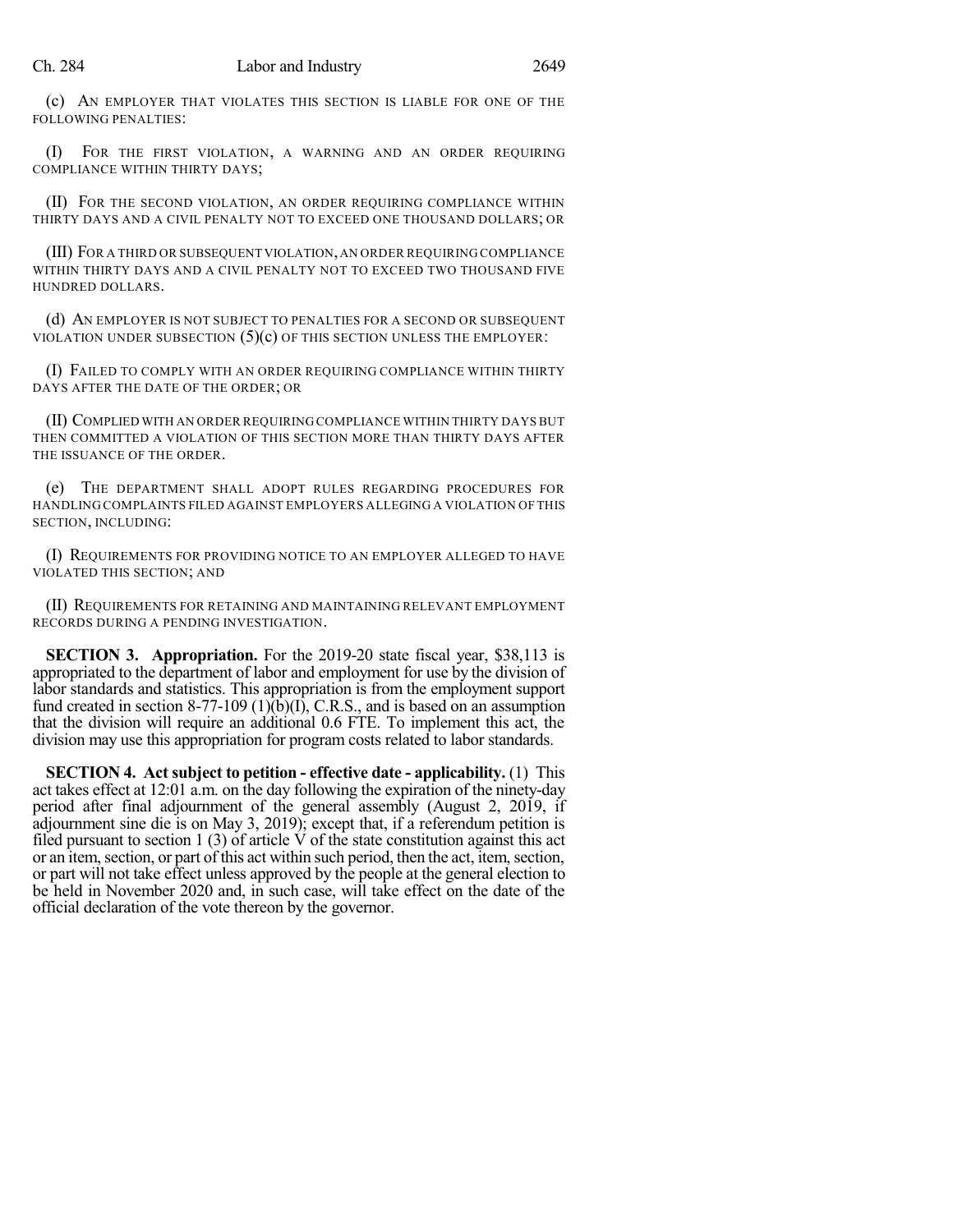(c) AN EMPLOYER THAT VIOLATES THIS SECTION IS LIABLE FOR ONE OF THE FOLLOWING PENALTIES:

(I) FOR THE FIRST VIOLATION, A WARNING AND AN ORDER REQUIRING COMPLIANCE WITHIN THIRTY DAYS;

(II) FOR THE SECOND VIOLATION, AN ORDER REQUIRING COMPLIANCE WITHIN THIRTY DAYS AND A CIVIL PENALTY NOT TO EXCEED ONE THOUSAND DOLLARS; OR

(III) FOR A THIRD OR SUBSEQUENT VIOLATION, AN ORDER REQUIRING COMPLIANCE WITHIN THIRTY DAYS AND A CIVIL PENALTY NOT TO EXCEED TWO THOUSAND FIVE HUNDRED DOLLARS.

(d) AN EMPLOYER IS NOT SUBJECT TO PENALTIES FOR A SECOND OR SUBSEQUENT VIOLATION UNDER SUBSECTION (5)(c) OF THIS SECTION UNLESS THE EMPLOYER:

(I) FAILED TO COMPLY WITH AN ORDER REQUIRING COMPLIANCE WITHIN THIRTY DAYS AFTER THE DATE OF THE ORDER; OR

(II) COMPLIED WITH AN ORDER REQUIRING COMPLIANCE WITHIN THIRTY DAYS BUT THEN COMMITTED A VIOLATION OF THIS SECTION MORE THAN THIRTY DAYS AFTER THE ISSUANCE OF THE ORDER.

(e) THE DEPARTMENT SHALL ADOPT RULES REGARDING PROCEDURES FOR HANDLING COMPLAINTS FILED AGAINST EMPLOYERS ALLEGING A VIOLATION OF THIS SECTION, INCLUDING:

(I) REQUIREMENTS FOR PROVIDING NOTICE TO AN EMPLOYER ALLEGED TO HAVE VIOLATED THIS SECTION; AND

(II) REQUIREMENTS FOR RETAINING AND MAINTAINING RELEVANT EMPLOYMENT RECORDS DURING A PENDING INVESTIGATION.

**SECTION 3. Appropriation.** For the 2019-20 state fiscal year, $38,113 is appropriated to the department of labor and employment for use by the division of labor standards and statistics. This appropriation is from the employment support fund created in section 8-77-109 (1)(b)(I), C.R.S., and is based on an assumption that the division will require an additional 0.6 FTE. To implement this act, the division may use this appropriation for program costs related to labor standards.

**SECTION 4. Act subject to petition - effective date - applicability.** (1) This act takes effect at 12:01 a.m. on the day following the expiration of the ninety-day period after final adjournment of the general assembly (August 2, 2019, if adjournment sine die is on May 3, 2019); except that, if a referendum petition is filed pursuant to section 1 (3) of article V of the state constitution against this act or an item, section, or part of this act within such period, then the act, item, section, or part will not take effect unless approved by the people at the general election to be held in November 2020 and, in such case, will take effect on the date of the official declaration of the vote thereon by the governor.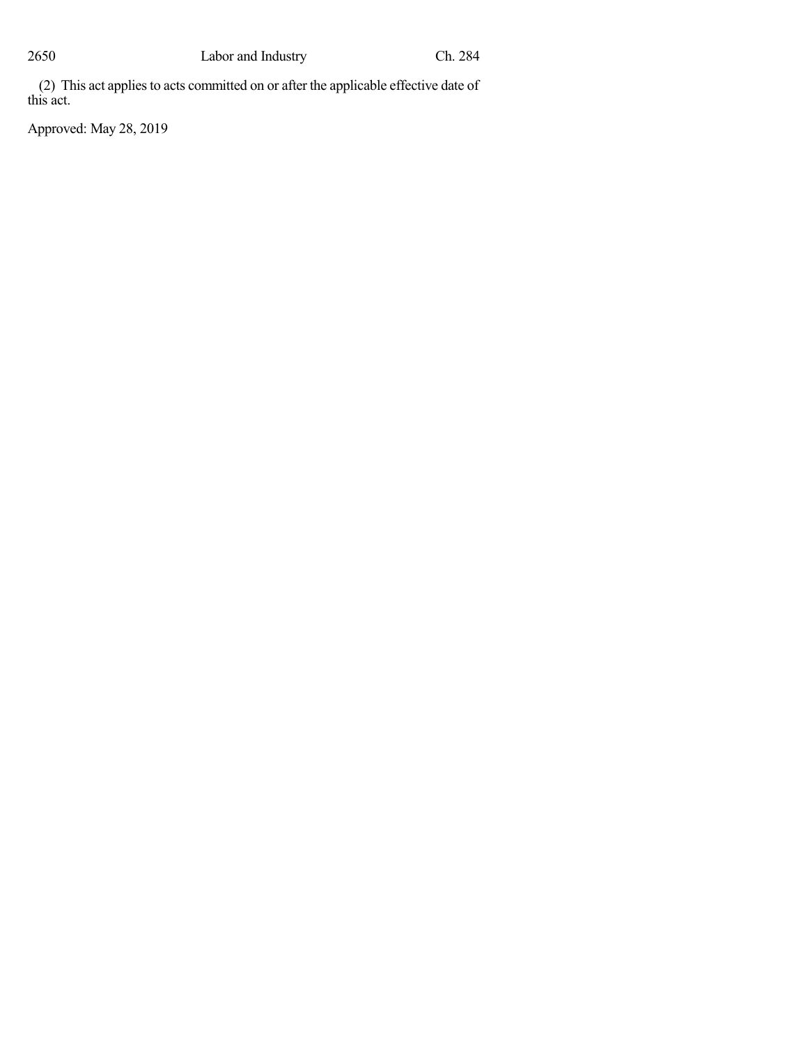(2) This act applies to acts committed on or after the applicable effective date of this act.

Approved: May 28, 2019